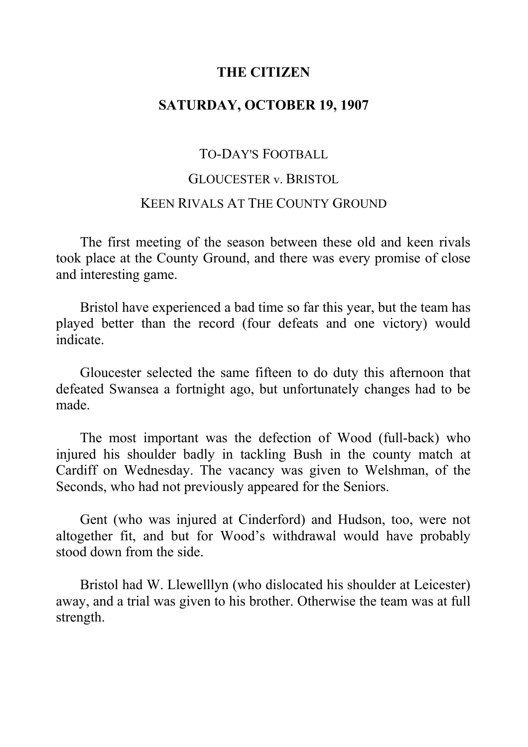# THE CITIZEN

## SATURDAY, OCTOBER 19, 1907

### TO-DAY'S FOOTBALL

### GLOUCESTER v. BRISTOL

### KEEN RIVALS AT THE COUNTY GROUND

The first meeting of the season between these old and keen rivals took place at the County Ground, and there was every promise of close and interesting game.

Bristol have experienced a bad time so far this year, but the team has played better than the record (four defeats and one victory) would indicate.

Gloucester selected the same fifteen to do duty this afternoon that defeated Swansea a fortnight ago, but unfortunately changes had to be made.

The most important was the defection of Wood (full-back) who injured his shoulder badly in tackling Bush in the county match at Cardiff on Wednesday. The vacancy was given to Welshman, of the Seconds, who had not previously appeared for the Seniors.

Gent (who was injured at Cinderford) and Hudson, too, were not altogether fit, and but for Wood's withdrawal would have probably stood down from the side.

Bristol had W. Llewelllyn (who dislocated his shoulder at Leicester) away, and a trial was given to his brother. Otherwise the team was at full strength.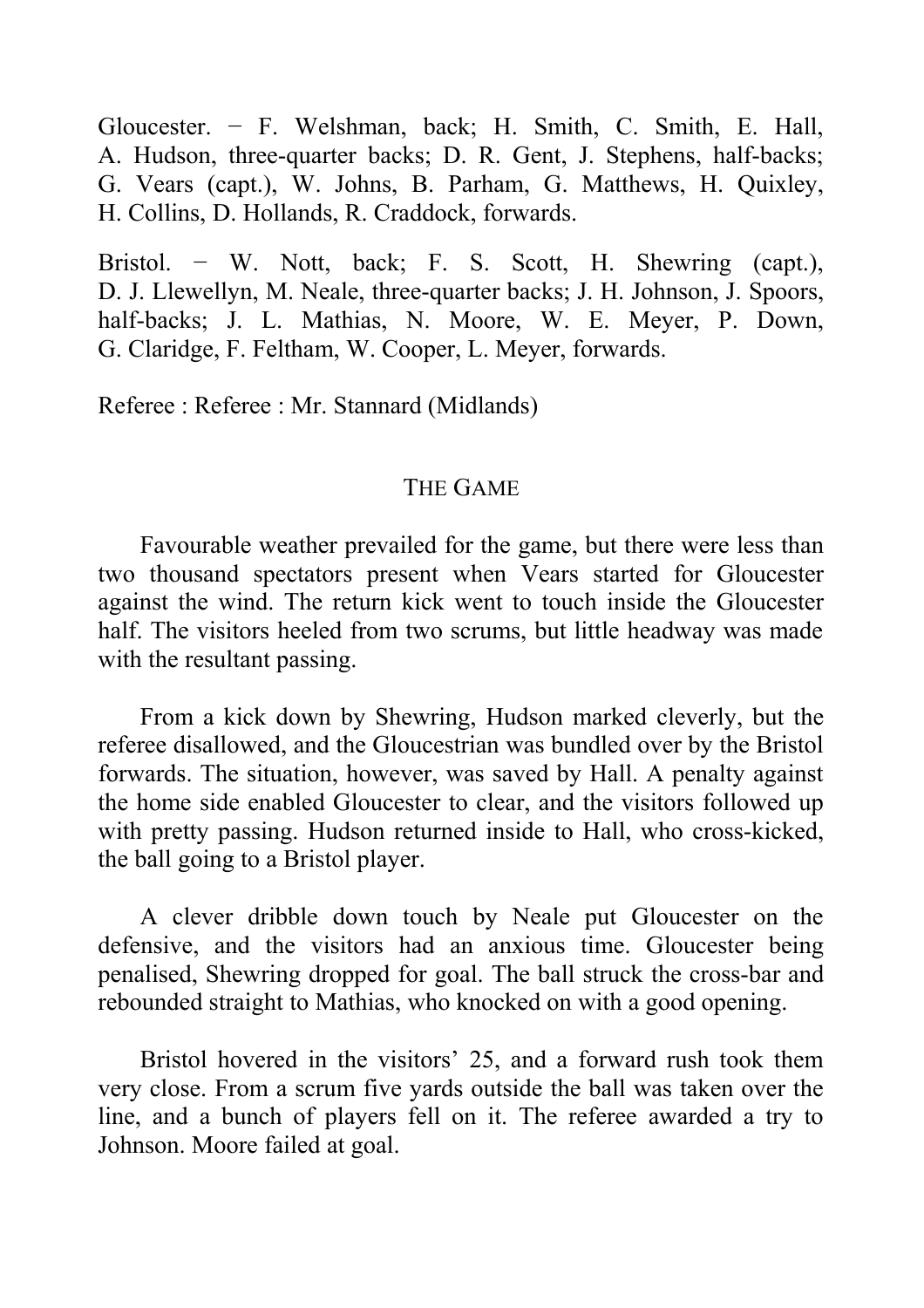Gloucester. − F. Welshman, back; H. Smith, C. Smith, E. Hall, A. Hudson, three-quarter backs; D. R. Gent, J. Stephens, half-backs; G. Vears (capt.), W. Johns, B. Parham, G. Matthews, H. Quixley, H. Collins, D. Hollands, R. Craddock, forwards.

Bristol. − W. Nott, back; F. S. Scott, H. Shewring (capt.), D. J. Llewellyn, M. Neale, three-quarter backs; J. H. Johnson, J. Spoors, half-backs; J. L. Mathias, N. Moore, W. E. Meyer, P. Down, G. Claridge, F. Feltham, W. Cooper, L. Meyer, forwards.

Referee : Referee : Mr. Stannard (Midlands)

## THE GAME

Favourable weather prevailed for the game, but there were less than two thousand spectators present when Vears started for Gloucester against the wind. The return kick went to touch inside the Gloucester half. The visitors heeled from two scrums, but little headway was made with the resultant passing.

From a kick down by Shewring, Hudson marked cleverly, but the referee disallowed, and the Gloucestrian was bundled over by the Bristol forwards. The situation, however, was saved by Hall. A penalty against the home side enabled Gloucester to clear, and the visitors followed up with pretty passing. Hudson returned inside to Hall, who cross-kicked, the ball going to a Bristol player.

A clever dribble down touch by Neale put Gloucester on the defensive, and the visitors had an anxious time. Gloucester being penalised, Shewring dropped for goal. The ball struck the cross-bar and rebounded straight to Mathias, who knocked on with a good opening.

Bristol hovered in the visitors' 25, and a forward rush took them very close. From a scrum five yards outside the ball was taken over the line, and a bunch of players fell on it. The referee awarded a try to Johnson. Moore failed at goal.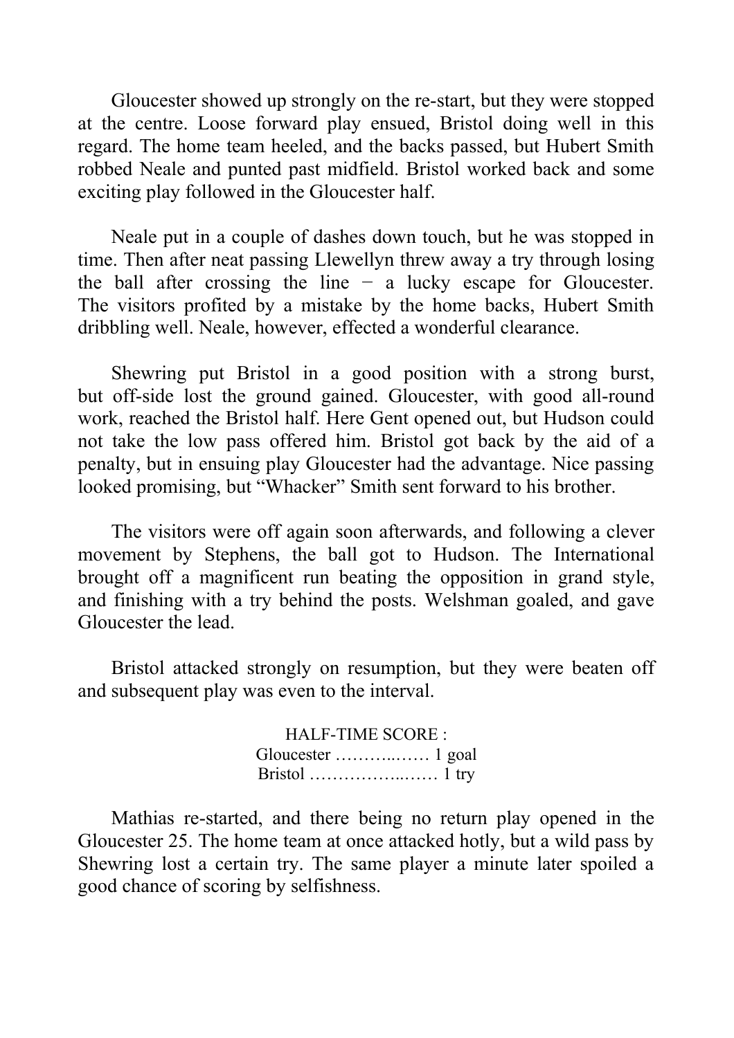Gloucester showed up strongly on the re-start, but they were stopped at the centre. Loose forward play ensued, Bristol doing well in this regard. The home team heeled, and the backs passed, but Hubert Smith robbed Neale and punted past midfield. Bristol worked back and some exciting play followed in the Gloucester half.

Neale put in a couple of dashes down touch, but he was stopped in time. Then after neat passing Llewellyn threw away a try through losing the ball after crossing the line − a lucky escape for Gloucester. The visitors profited by a mistake by the home backs, Hubert Smith dribbling well. Neale, however, effected a wonderful clearance.

Shewring put Bristol in a good position with a strong burst, but off-side lost the ground gained. Gloucester, with good all-round work, reached the Bristol half. Here Gent opened out, but Hudson could not take the low pass offered him. Bristol got back by the aid of a penalty, but in ensuing play Gloucester had the advantage. Nice passing looked promising, but "Whacker" Smith sent forward to his brother.

The visitors were off again soon afterwards, and following a clever movement by Stephens, the ball got to Hudson. The International brought off a magnificent run beating the opposition in grand style, and finishing with a try behind the posts. Welshman goaled, and gave Gloucester the lead.

Bristol attacked strongly on resumption, but they were beaten off and subsequent play was even to the interval.

HALF-TIME SCORE :
Gloucester ………..…… 1 goal
Bristol ……………..…… 1 try

Mathias re-started, and there being no return play opened in the Gloucester 25. The home team at once attacked hotly, but a wild pass by Shewring lost a certain try. The same player a minute later spoiled a good chance of scoring by selfishness.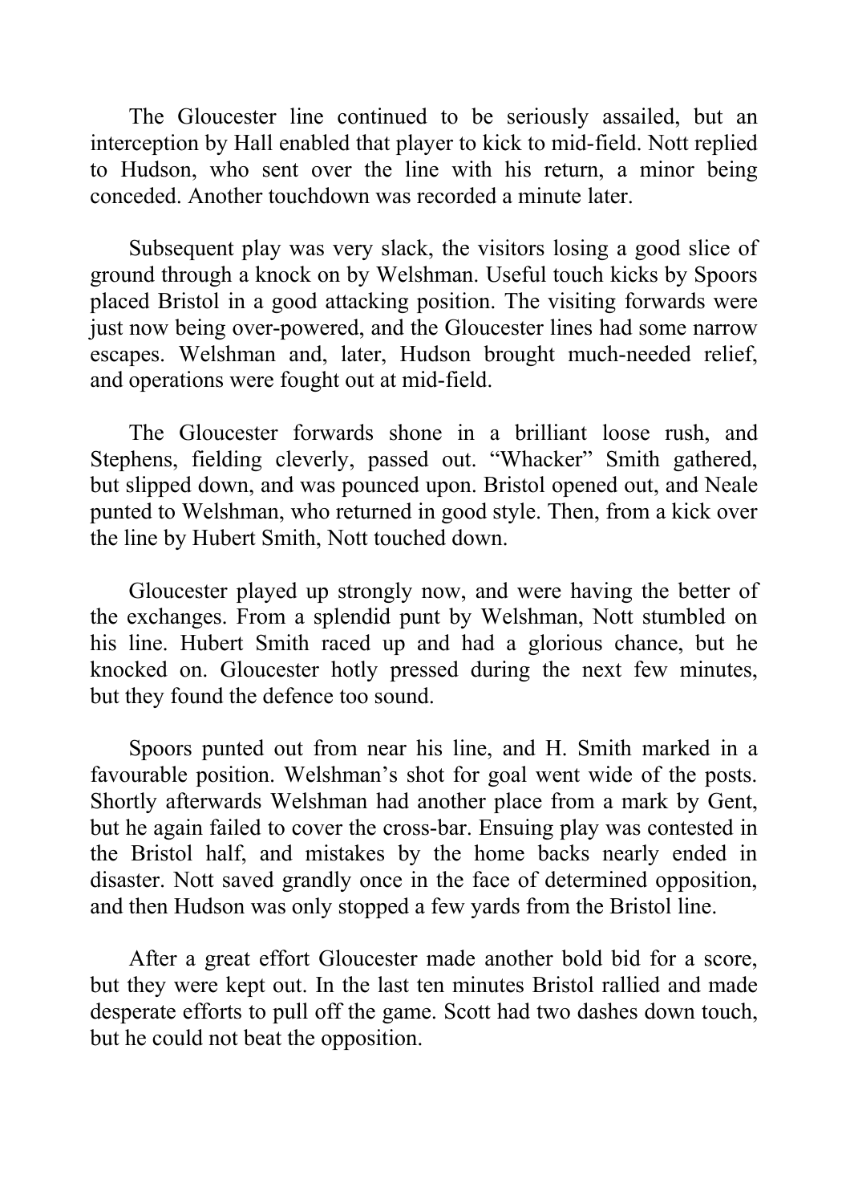The Gloucester line continued to be seriously assailed, but an interception by Hall enabled that player to kick to mid-field. Nott replied to Hudson, who sent over the line with his return, a minor being conceded. Another touchdown was recorded a minute later.

Subsequent play was very slack, the visitors losing a good slice of ground through a knock on by Welshman. Useful touch kicks by Spoors placed Bristol in a good attacking position. The visiting forwards were just now being over-powered, and the Gloucester lines had some narrow escapes. Welshman and, later, Hudson brought much-needed relief, and operations were fought out at mid-field.

The Gloucester forwards shone in a brilliant loose rush, and Stephens, fielding cleverly, passed out. "Whacker" Smith gathered, but slipped down, and was pounced upon. Bristol opened out, and Neale punted to Welshman, who returned in good style. Then, from a kick over the line by Hubert Smith, Nott touched down.

Gloucester played up strongly now, and were having the better of the exchanges. From a splendid punt by Welshman, Nott stumbled on his line. Hubert Smith raced up and had a glorious chance, but he knocked on. Gloucester hotly pressed during the next few minutes, but they found the defence too sound.

Spoors punted out from near his line, and H. Smith marked in a favourable position. Welshman's shot for goal went wide of the posts. Shortly afterwards Welshman had another place from a mark by Gent, but he again failed to cover the cross-bar. Ensuing play was contested in the Bristol half, and mistakes by the home backs nearly ended in disaster. Nott saved grandly once in the face of determined opposition, and then Hudson was only stopped a few yards from the Bristol line.

After a great effort Gloucester made another bold bid for a score, but they were kept out. In the last ten minutes Bristol rallied and made desperate efforts to pull off the game. Scott had two dashes down touch, but he could not beat the opposition.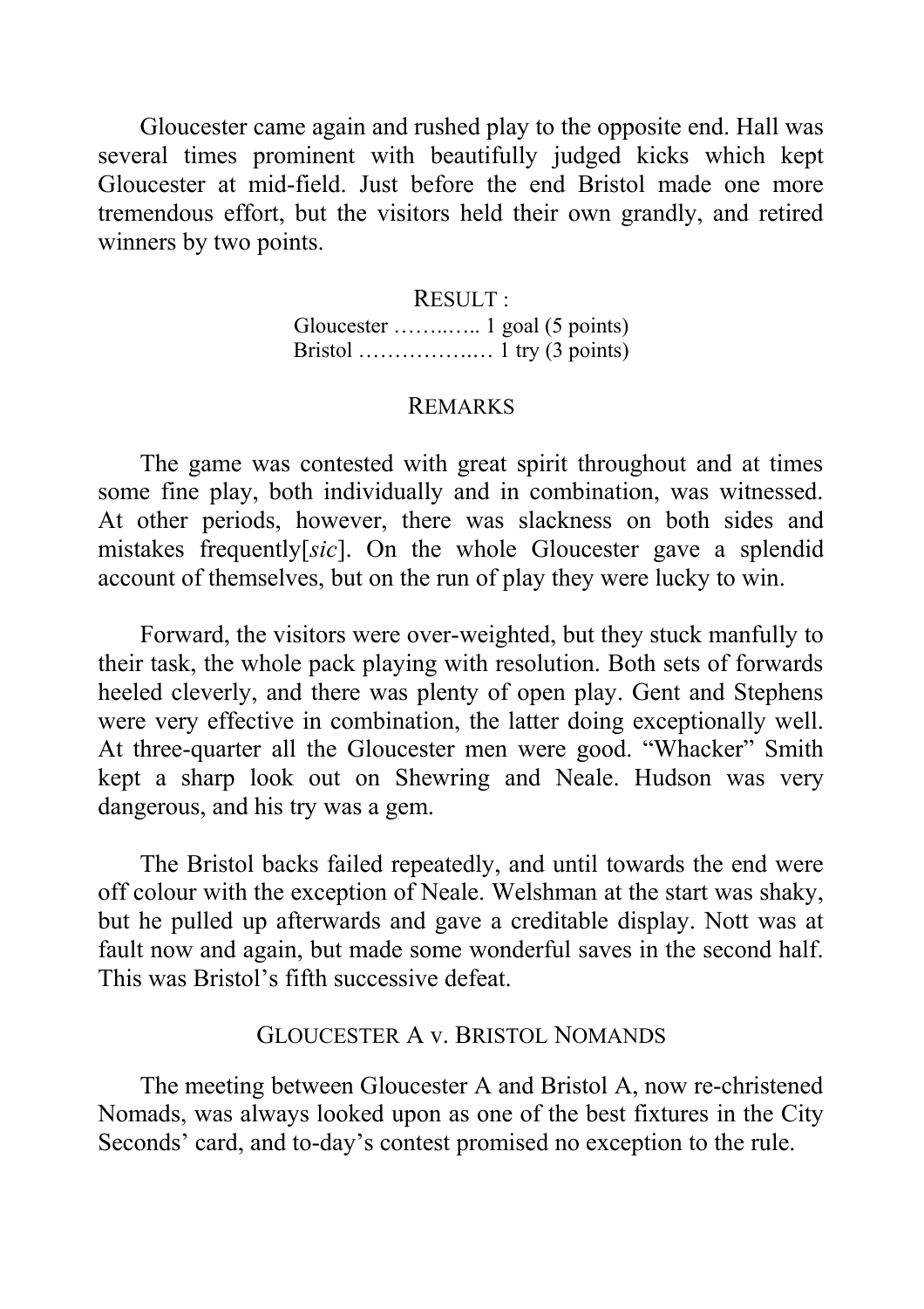Gloucester came again and rushed play to the opposite end. Hall was several times prominent with beautifully judged kicks which kept Gloucester at mid-field. Just before the end Bristol made one more tremendous effort, but the visitors held their own grandly, and retired winners by two points.

RESULT :

Gloucester ……..….. 1 goal (5 points)
Bristol ……………..… 1 try (3 points)

REMARKS

The game was contested with great spirit throughout and at times some fine play, both individually and in combination, was witnessed. At other periods, however, there was slackness on both sides and mistakes frequently[*sic*]. On the whole Gloucester gave a splendid account of themselves, but on the run of play they were lucky to win.

Forward, the visitors were over-weighted, but they stuck manfully to their task, the whole pack playing with resolution. Both sets of forwards heeled cleverly, and there was plenty of open play. Gent and Stephens were very effective in combination, the latter doing exceptionally well. At three-quarter all the Gloucester men were good. "Whacker" Smith kept a sharp look out on Shewring and Neale. Hudson was very dangerous, and his try was a gem.

The Bristol backs failed repeatedly, and until towards the end were off colour with the exception of Neale. Welshman at the start was shaky, but he pulled up afterwards and gave a creditable display. Nott was at fault now and again, but made some wonderful saves in the second half. This was Bristol's fifth successive defeat.

GLOUCESTER A v. BRISTOL NOMANDS

The meeting between Gloucester A and Bristol A, now re-christened Nomads, was always looked upon as one of the best fixtures in the City Seconds' card, and to-day's contest promised no exception to the rule.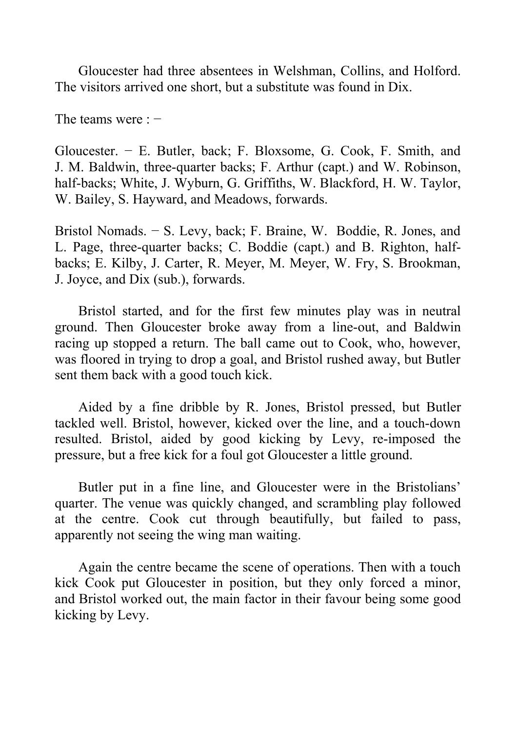Gloucester had three absentees in Welshman, Collins, and Holford. The visitors arrived one short, but a substitute was found in Dix.

The teams were : −

Gloucester. − E. Butler, back; F. Bloxsome, G. Cook, F. Smith, and J. M. Baldwin, three-quarter backs; F. Arthur (capt.) and W. Robinson, half-backs; White, J. Wyburn, G. Griffiths, W. Blackford, H. W. Taylor, W. Bailey, S. Hayward, and Meadows, forwards.

Bristol Nomads. − S. Levy, back; F. Braine, W. Boddie, R. Jones, and L. Page, three-quarter backs; C. Boddie (capt.) and B. Righton, half-backs; E. Kilby, J. Carter, R. Meyer, M. Meyer, W. Fry, S. Brookman, J. Joyce, and Dix (sub.), forwards.

Bristol started, and for the first few minutes play was in neutral ground. Then Gloucester broke away from a line-out, and Baldwin racing up stopped a return. The ball came out to Cook, who, however, was floored in trying to drop a goal, and Bristol rushed away, but Butler sent them back with a good touch kick.

Aided by a fine dribble by R. Jones, Bristol pressed, but Butler tackled well. Bristol, however, kicked over the line, and a touch-down resulted. Bristol, aided by good kicking by Levy, re-imposed the pressure, but a free kick for a foul got Gloucester a little ground.

Butler put in a fine line, and Gloucester were in the Bristolians' quarter. The venue was quickly changed, and scrambling play followed at the centre. Cook cut through beautifully, but failed to pass, apparently not seeing the wing man waiting.

Again the centre became the scene of operations. Then with a touch kick Cook put Gloucester in position, but they only forced a minor, and Bristol worked out, the main factor in their favour being some good kicking by Levy.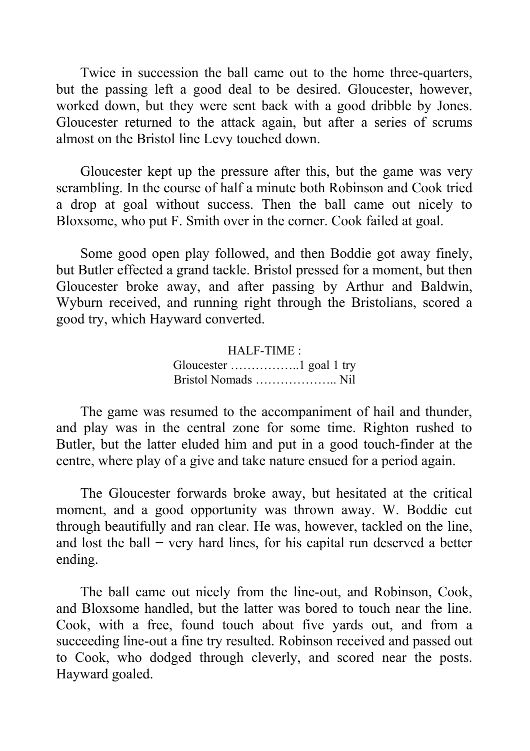Twice in succession the ball came out to the home three-quarters, but the passing left a good deal to be desired. Gloucester, however, worked down, but they were sent back with a good dribble by Jones. Gloucester returned to the attack again, but after a series of scrums almost on the Bristol line Levy touched down.

Gloucester kept up the pressure after this, but the game was very scrambling. In the course of half a minute both Robinson and Cook tried a drop at goal without success. Then the ball came out nicely to Bloxsome, who put F. Smith over in the corner. Cook failed at goal.

Some good open play followed, and then Boddie got away finely, but Butler effected a grand tackle. Bristol pressed for a moment, but then Gloucester broke away, and after passing by Arthur and Baldwin, Wyburn received, and running right through the Bristolians, scored a good try, which Hayward converted.

HALF-TIME :
Gloucester ……………..1 goal 1 try
Bristol Nomads ……………….. Nil

The game was resumed to the accompaniment of hail and thunder, and play was in the central zone for some time. Righton rushed to Butler, but the latter eluded him and put in a good touch-finder at the centre, where play of a give and take nature ensued for a period again.

The Gloucester forwards broke away, but hesitated at the critical moment, and a good opportunity was thrown away. W. Boddie cut through beautifully and ran clear. He was, however, tackled on the line, and lost the ball − very hard lines, for his capital run deserved a better ending.

The ball came out nicely from the line-out, and Robinson, Cook, and Bloxsome handled, but the latter was bored to touch near the line. Cook, with a free, found touch about five yards out, and from a succeeding line-out a fine try resulted. Robinson received and passed out to Cook, who dodged through cleverly, and scored near the posts. Hayward goaled.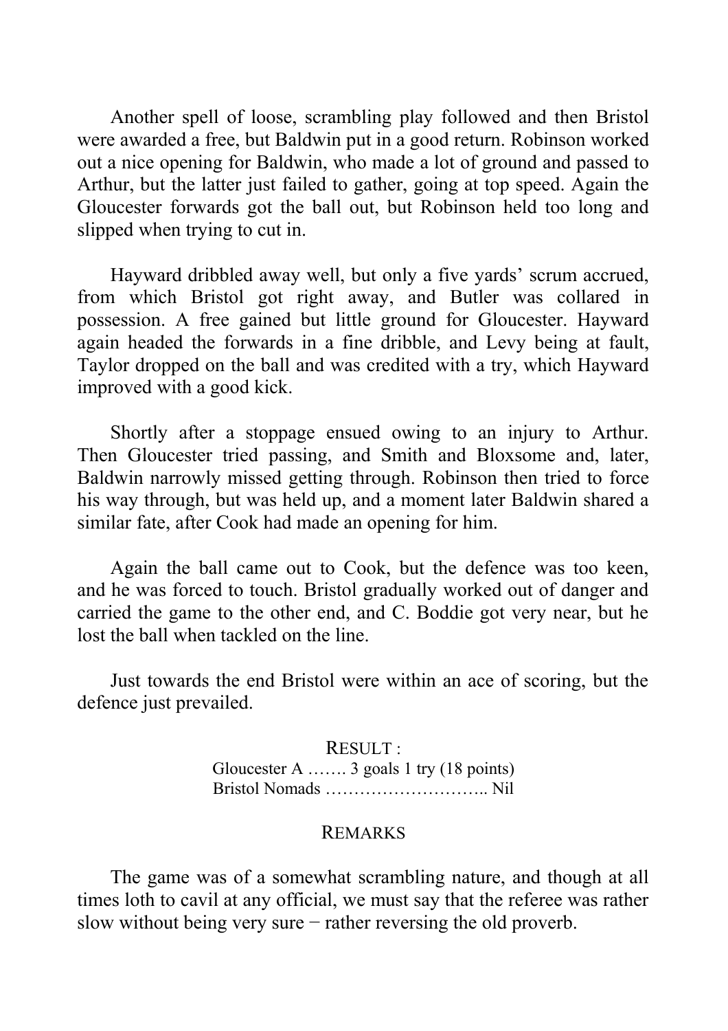Another spell of loose, scrambling play followed and then Bristol were awarded a free, but Baldwin put in a good return. Robinson worked out a nice opening for Baldwin, who made a lot of ground and passed to Arthur, but the latter just failed to gather, going at top speed. Again the Gloucester forwards got the ball out, but Robinson held too long and slipped when trying to cut in.

Hayward dribbled away well, but only a five yards' scrum accrued, from which Bristol got right away, and Butler was collared in possession. A free gained but little ground for Gloucester. Hayward again headed the forwards in a fine dribble, and Levy being at fault, Taylor dropped on the ball and was credited with a try, which Hayward improved with a good kick.

Shortly after a stoppage ensued owing to an injury to Arthur. Then Gloucester tried passing, and Smith and Bloxsome and, later, Baldwin narrowly missed getting through. Robinson then tried to force his way through, but was held up, and a moment later Baldwin shared a similar fate, after Cook had made an opening for him.

Again the ball came out to Cook, but the defence was too keen, and he was forced to touch. Bristol gradually worked out of danger and carried the game to the other end, and C. Boddie got very near, but he lost the ball when tackled on the line.

Just towards the end Bristol were within an ace of scoring, but the defence just prevailed.

RESULT :

Gloucester A ……. 3 goals 1 try (18 points)
Bristol Nomads ……………………….. Nil

REMARKS

The game was of a somewhat scrambling nature, and though at all times loth to cavil at any official, we must say that the referee was rather slow without being very sure − rather reversing the old proverb.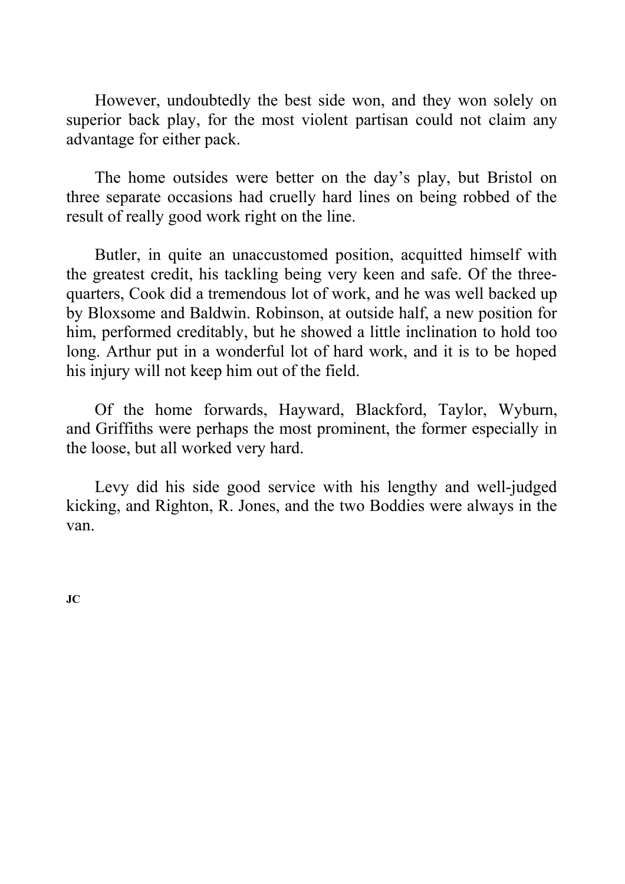However, undoubtedly the best side won, and they won solely on superior back play, for the most violent partisan could not claim any advantage for either pack.

The home outsides were better on the day's play, but Bristol on three separate occasions had cruelly hard lines on being robbed of the result of really good work right on the line.

Butler, in quite an unaccustomed position, acquitted himself with the greatest credit, his tackling being very keen and safe. Of the three-quarters, Cook did a tremendous lot of work, and he was well backed up by Bloxsome and Baldwin. Robinson, at outside half, a new position for him, performed creditably, but he showed a little inclination to hold too long. Arthur put in a wonderful lot of hard work, and it is to be hoped his injury will not keep him out of the field.

Of the home forwards, Hayward, Blackford, Taylor, Wyburn, and Griffiths were perhaps the most prominent, the former especially in the loose, but all worked very hard.

Levy did his side good service with his lengthy and well-judged kicking, and Righton, R. Jones, and the two Boddies were always in the van.

**JC**